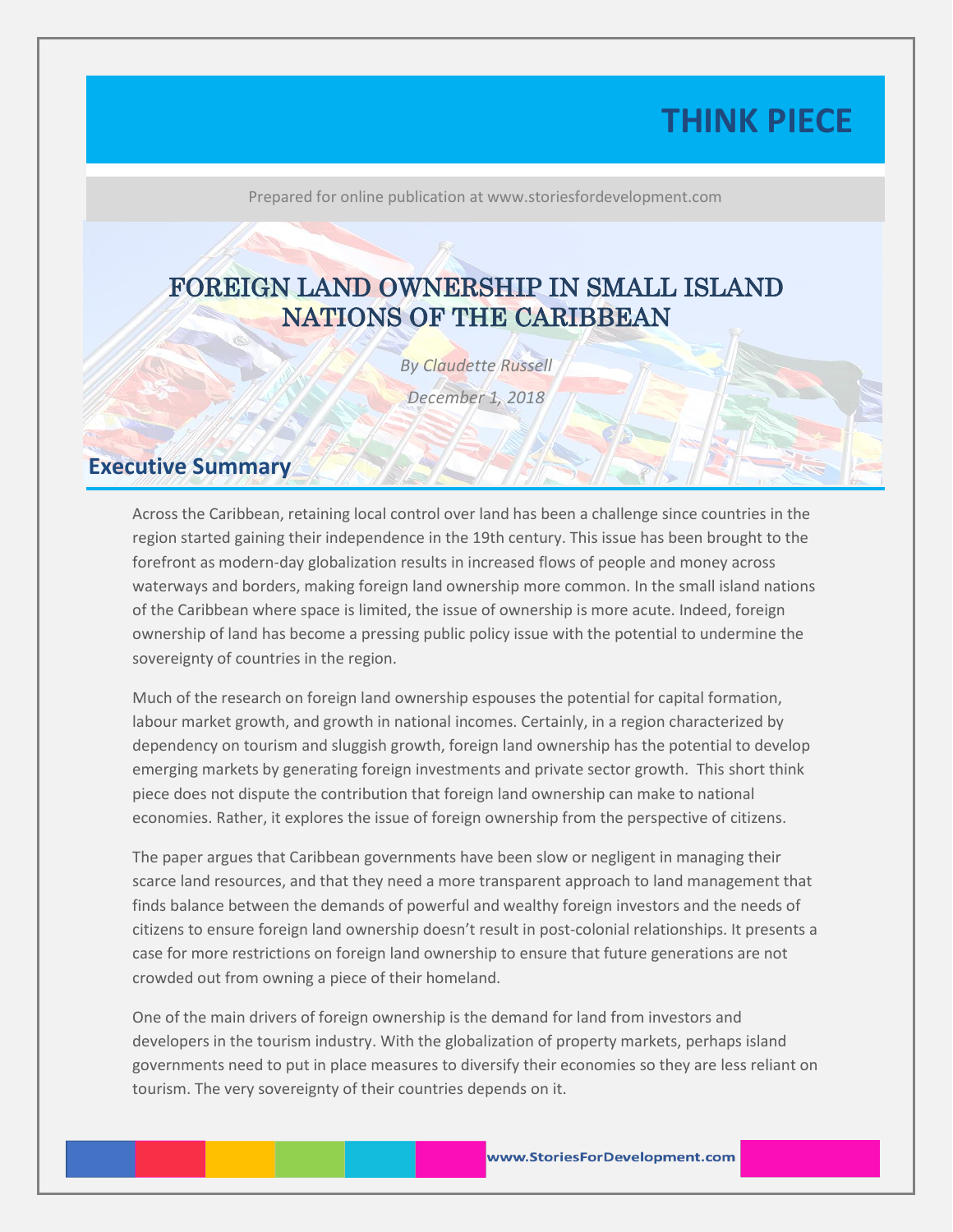THINK PIECE

Prepared for online publication at www.storiesfordevelopment.com

# FOREIGN LAND OWNERSHIP IN SMALL ISLAND NATIONS OF THE CARIBBEAN

*By Claudette Russell*

*December 1, 2018*

## Executive Summary

Across the Caribbean, retaining local control over land has been a challenge since countries in the region started gaining their independence in the 19th century. This issue has been brought to the forefront as modern-day globalization results in increased flows of people and money across waterways and borders, making foreign land ownership more common. In the small island nations of the Caribbean where space is limited, the issue of ownership is more acute. Indeed, foreign ownership of land has become a pressing public policy issue with the potential to undermine the sovereignty of countries in the region.

Much of the research on foreign land ownership espouses the potential for capital formation, labour market growth, and growth in national incomes. Certainly, in a region characterized by dependency on tourism and sluggish growth, foreign land ownership has the potential to develop emerging markets by generating foreign investments and private sector growth. This short think piece does not dispute the contribution that foreign land ownership can make to national economies. Rather, it explores the issue of foreign ownership from the perspective of citizens.

The paper argues that Caribbean governments have been slow or negligent in managing their scarce land resources, and that they need a more transparent approach to land management that finds balance between the demands of powerful and wealthy foreign investors and the needs of citizens to ensure foreign land ownership doesn't result in post-colonial relationships. It presents a case for more restrictions on foreign land ownership to ensure that future generations are not crowded out from owning a piece of their homeland.

One of the main drivers of foreign ownership is the demand for land from investors and developers in the tourism industry. With the globalization of property markets, perhaps island governments need to put in place measures to diversify their economies so they are less reliant on tourism. The very sovereignty of their countries depends on it.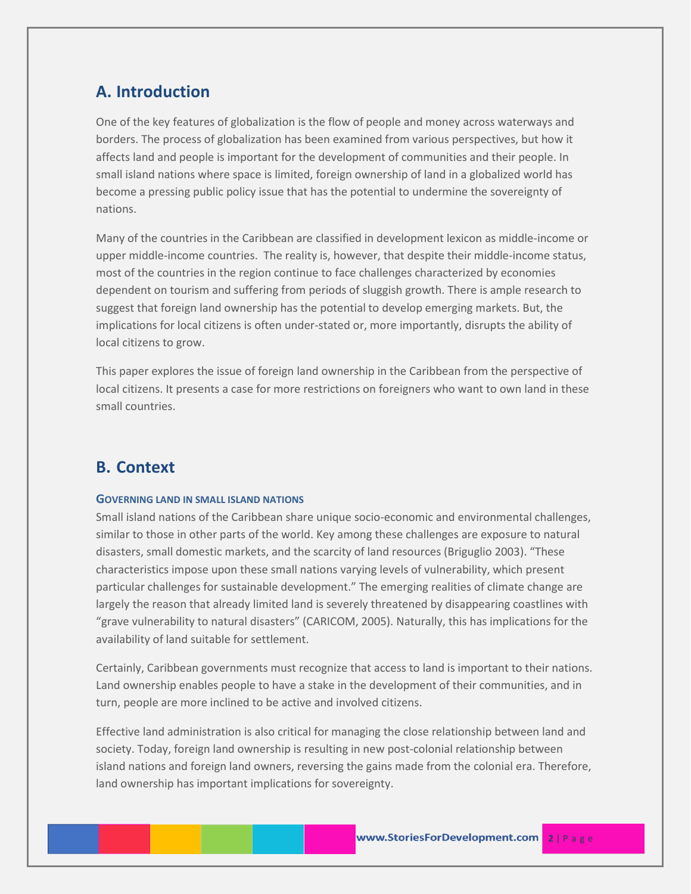## A. Introduction

One of the key features of globalization is the flow of people and money across waterways and borders. The process of globalization has been examined from various perspectives, but how it affects land and people is important for the development of communities and their people. In small island nations where space is limited, foreign ownership of land in a globalized world has become a pressing public policy issue that has the potential to undermine the sovereignty of nations.

Many of the countries in the Caribbean are classified in development lexicon as middle-income or upper middle-income countries. The reality is, however, that despite their middle-income status, most of the countries in the region continue to face challenges characterized by economies dependent on tourism and suffering from periods of sluggish growth. There is ample research to suggest that foreign land ownership has the potential to develop emerging markets. But, the implications for local citizens is often under-stated or, more importantly, disrupts the ability of local citizens to grow.

This paper explores the issue of foreign land ownership in the Caribbean from the perspective of local citizens. It presents a case for more restrictions on foreigners who want to own land in these small countries.

## B. Context

### Governing land in small island nations

Small island nations of the Caribbean share unique socio-economic and environmental challenges, similar to those in other parts of the world. Key among these challenges are exposure to natural disasters, small domestic markets, and the scarcity of land resources (Briguglio 2003). "These characteristics impose upon these small nations varying levels of vulnerability, which present particular challenges for sustainable development." The emerging realities of climate change are largely the reason that already limited land is severely threatened by disappearing coastlines with "grave vulnerability to natural disasters" (CARICOM, 2005). Naturally, this has implications for the availability of land suitable for settlement.

Certainly, Caribbean governments must recognize that access to land is important to their nations. Land ownership enables people to have a stake in the development of their communities, and in turn, people are more inclined to be active and involved citizens.

Effective land administration is also critical for managing the close relationship between land and society. Today, foreign land ownership is resulting in new post-colonial relationship between island nations and foreign land owners, reversing the gains made from the colonial era. Therefore, land ownership has important implications for sovereignty.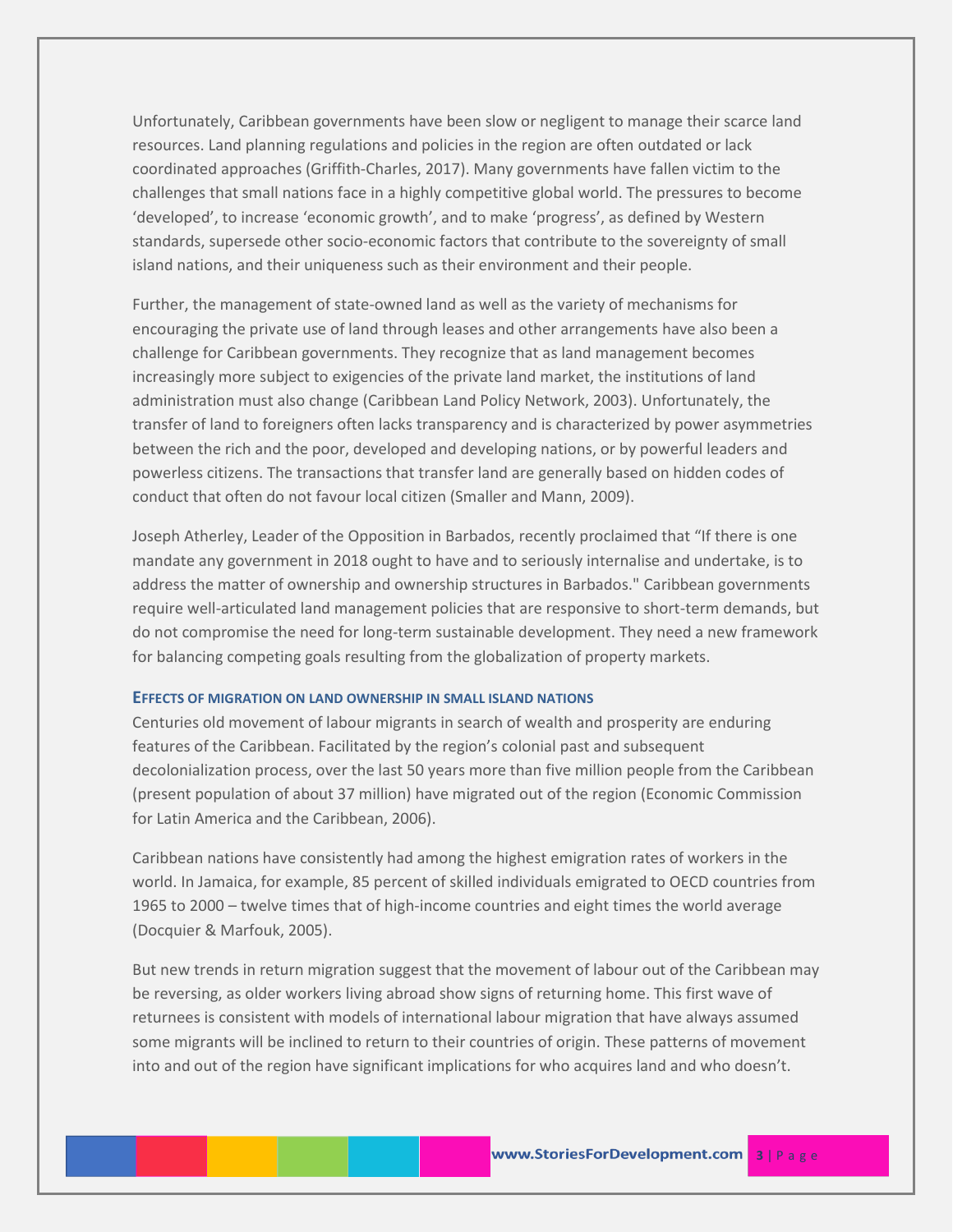Unfortunately, Caribbean governments have been slow or negligent to manage their scarce land resources. Land planning regulations and policies in the region are often outdated or lack coordinated approaches (Griffith-Charles, 2017). Many governments have fallen victim to the challenges that small nations face in a highly competitive global world. The pressures to become 'developed', to increase 'economic growth', and to make 'progress', as defined by Western standards, supersede other socio-economic factors that contribute to the sovereignty of small island nations, and their uniqueness such as their environment and their people.

Further, the management of state-owned land as well as the variety of mechanisms for encouraging the private use of land through leases and other arrangements have also been a challenge for Caribbean governments. They recognize that as land management becomes increasingly more subject to exigencies of the private land market, the institutions of land administration must also change (Caribbean Land Policy Network, 2003). Unfortunately, the transfer of land to foreigners often lacks transparency and is characterized by power asymmetries between the rich and the poor, developed and developing nations, or by powerful leaders and powerless citizens. The transactions that transfer land are generally based on hidden codes of conduct that often do not favour local citizen (Smaller and Mann, 2009).

Joseph Atherley, Leader of the Opposition in Barbados, recently proclaimed that "If there is one mandate any government in 2018 ought to have and to seriously internalise and undertake, is to address the matter of ownership and ownership structures in Barbados." Caribbean governments require well-articulated land management policies that are responsive to short-term demands, but do not compromise the need for long-term sustainable development. They need a new framework for balancing competing goals resulting from the globalization of property markets.

### Effects of migration on land ownership in small island nations

Centuries old movement of labour migrants in search of wealth and prosperity are enduring features of the Caribbean. Facilitated by the region's colonial past and subsequent decolonialization process, over the last 50 years more than five million people from the Caribbean (present population of about 37 million) have migrated out of the region (Economic Commission for Latin America and the Caribbean, 2006).

Caribbean nations have consistently had among the highest emigration rates of workers in the world. In Jamaica, for example, 85 percent of skilled individuals emigrated to OECD countries from 1965 to 2000 – twelve times that of high-income countries and eight times the world average (Docquier & Marfouk, 2005).

But new trends in return migration suggest that the movement of labour out of the Caribbean may be reversing, as older workers living abroad show signs of returning home. This first wave of returnees is consistent with models of international labour migration that have always assumed some migrants will be inclined to return to their countries of origin. These patterns of movement into and out of the region have significant implications for who acquires land and who doesn't.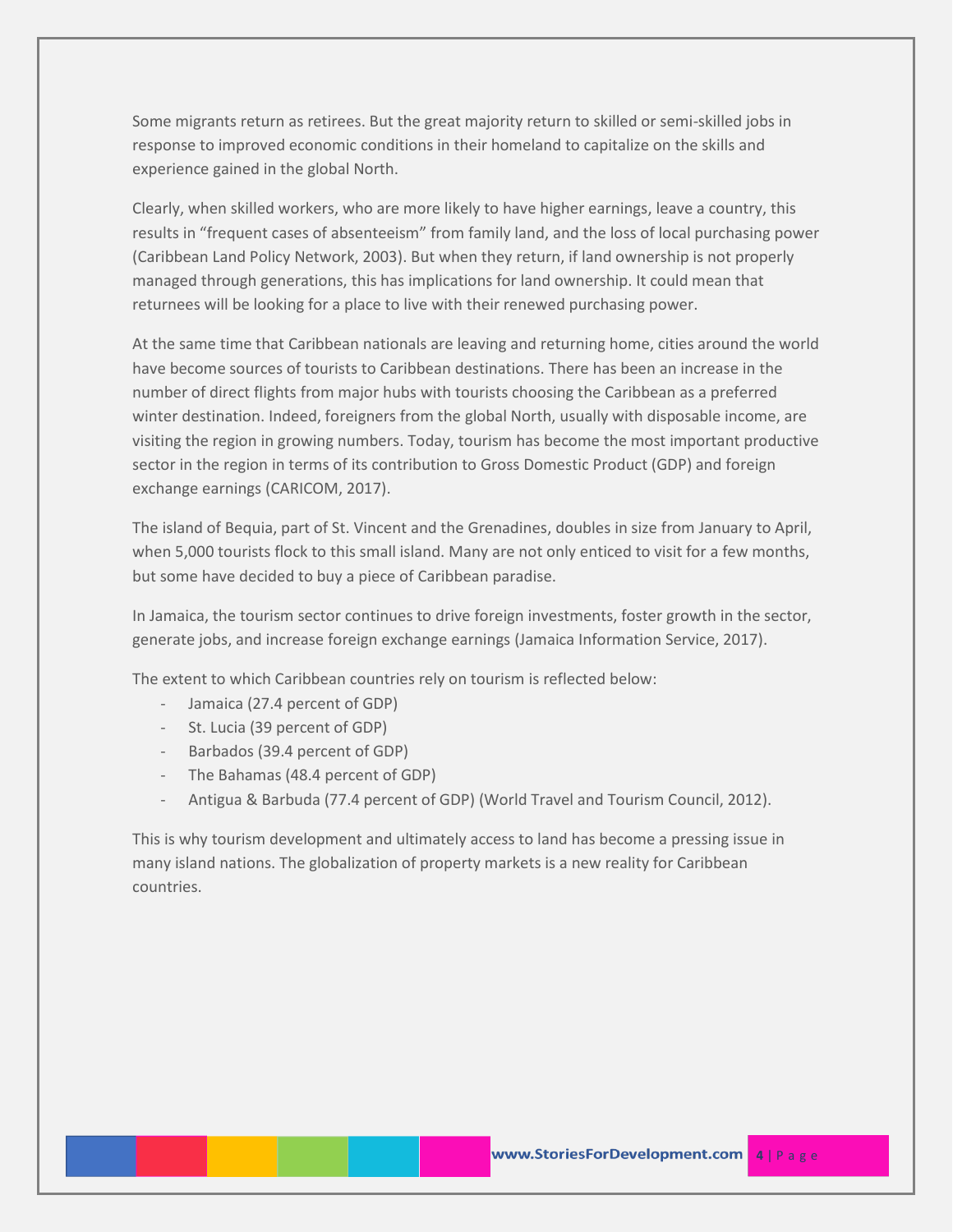Some migrants return as retirees. But the great majority return to skilled or semi-skilled jobs in response to improved economic conditions in their homeland to capitalize on the skills and experience gained in the global North.

Clearly, when skilled workers, who are more likely to have higher earnings, leave a country, this results in "frequent cases of absenteeism" from family land, and the loss of local purchasing power (Caribbean Land Policy Network, 2003). But when they return, if land ownership is not properly managed through generations, this has implications for land ownership. It could mean that returnees will be looking for a place to live with their renewed purchasing power.

At the same time that Caribbean nationals are leaving and returning home, cities around the world have become sources of tourists to Caribbean destinations. There has been an increase in the number of direct flights from major hubs with tourists choosing the Caribbean as a preferred winter destination. Indeed, foreigners from the global North, usually with disposable income, are visiting the region in growing numbers. Today, tourism has become the most important productive sector in the region in terms of its contribution to Gross Domestic Product (GDP) and foreign exchange earnings (CARICOM, 2017).

The island of Bequia, part of St. Vincent and the Grenadines, doubles in size from January to April, when 5,000 tourists flock to this small island. Many are not only enticed to visit for a few months, but some have decided to buy a piece of Caribbean paradise.

In Jamaica, the tourism sector continues to drive foreign investments, foster growth in the sector, generate jobs, and increase foreign exchange earnings (Jamaica Information Service, 2017).

The extent to which Caribbean countries rely on tourism is reflected below:

- Jamaica (27.4 percent of GDP)
- St. Lucia (39 percent of GDP)
- Barbados (39.4 percent of GDP)
- The Bahamas (48.4 percent of GDP)
- Antigua & Barbuda (77.4 percent of GDP) (World Travel and Tourism Council, 2012).

This is why tourism development and ultimately access to land has become a pressing issue in many island nations. The globalization of property markets is a new reality for Caribbean countries.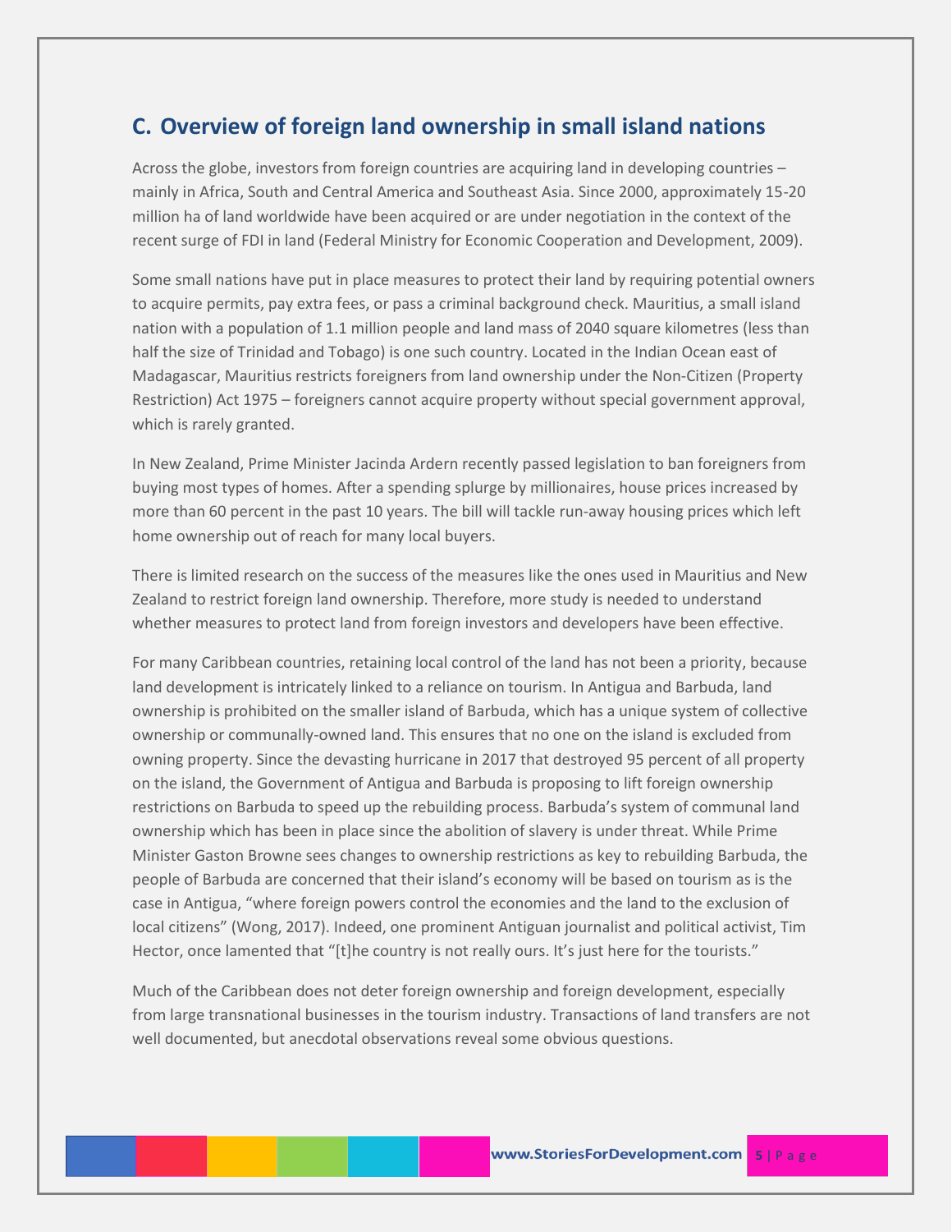## C. Overview of foreign land ownership in small island nations

Across the globe, investors from foreign countries are acquiring land in developing countries – mainly in Africa, South and Central America and Southeast Asia. Since 2000, approximately 15-20 million ha of land worldwide have been acquired or are under negotiation in the context of the recent surge of FDI in land (Federal Ministry for Economic Cooperation and Development, 2009).

Some small nations have put in place measures to protect their land by requiring potential owners to acquire permits, pay extra fees, or pass a criminal background check. Mauritius, a small island nation with a population of 1.1 million people and land mass of 2040 square kilometres (less than half the size of Trinidad and Tobago) is one such country. Located in the Indian Ocean east of Madagascar, Mauritius restricts foreigners from land ownership under the Non-Citizen (Property Restriction) Act 1975 – foreigners cannot acquire property without special government approval, which is rarely granted.

In New Zealand, Prime Minister Jacinda Ardern recently passed legislation to ban foreigners from buying most types of homes. After a spending splurge by millionaires, house prices increased by more than 60 percent in the past 10 years. The bill will tackle run-away housing prices which left home ownership out of reach for many local buyers.

There is limited research on the success of the measures like the ones used in Mauritius and New Zealand to restrict foreign land ownership. Therefore, more study is needed to understand whether measures to protect land from foreign investors and developers have been effective.

For many Caribbean countries, retaining local control of the land has not been a priority, because land development is intricately linked to a reliance on tourism. In Antigua and Barbuda, land ownership is prohibited on the smaller island of Barbuda, which has a unique system of collective ownership or communally-owned land. This ensures that no one on the island is excluded from owning property. Since the devasting hurricane in 2017 that destroyed 95 percent of all property on the island, the Government of Antigua and Barbuda is proposing to lift foreign ownership restrictions on Barbuda to speed up the rebuilding process. Barbuda's system of communal land ownership which has been in place since the abolition of slavery is under threat. While Prime Minister Gaston Browne sees changes to ownership restrictions as key to rebuilding Barbuda, the people of Barbuda are concerned that their island's economy will be based on tourism as is the case in Antigua, "where foreign powers control the economies and the land to the exclusion of local citizens" (Wong, 2017). Indeed, one prominent Antiguan journalist and political activist, Tim Hector, once lamented that "[t]he country is not really ours. It's just here for the tourists."

Much of the Caribbean does not deter foreign ownership and foreign development, especially from large transnational businesses in the tourism industry. Transactions of land transfers are not well documented, but anecdotal observations reveal some obvious questions.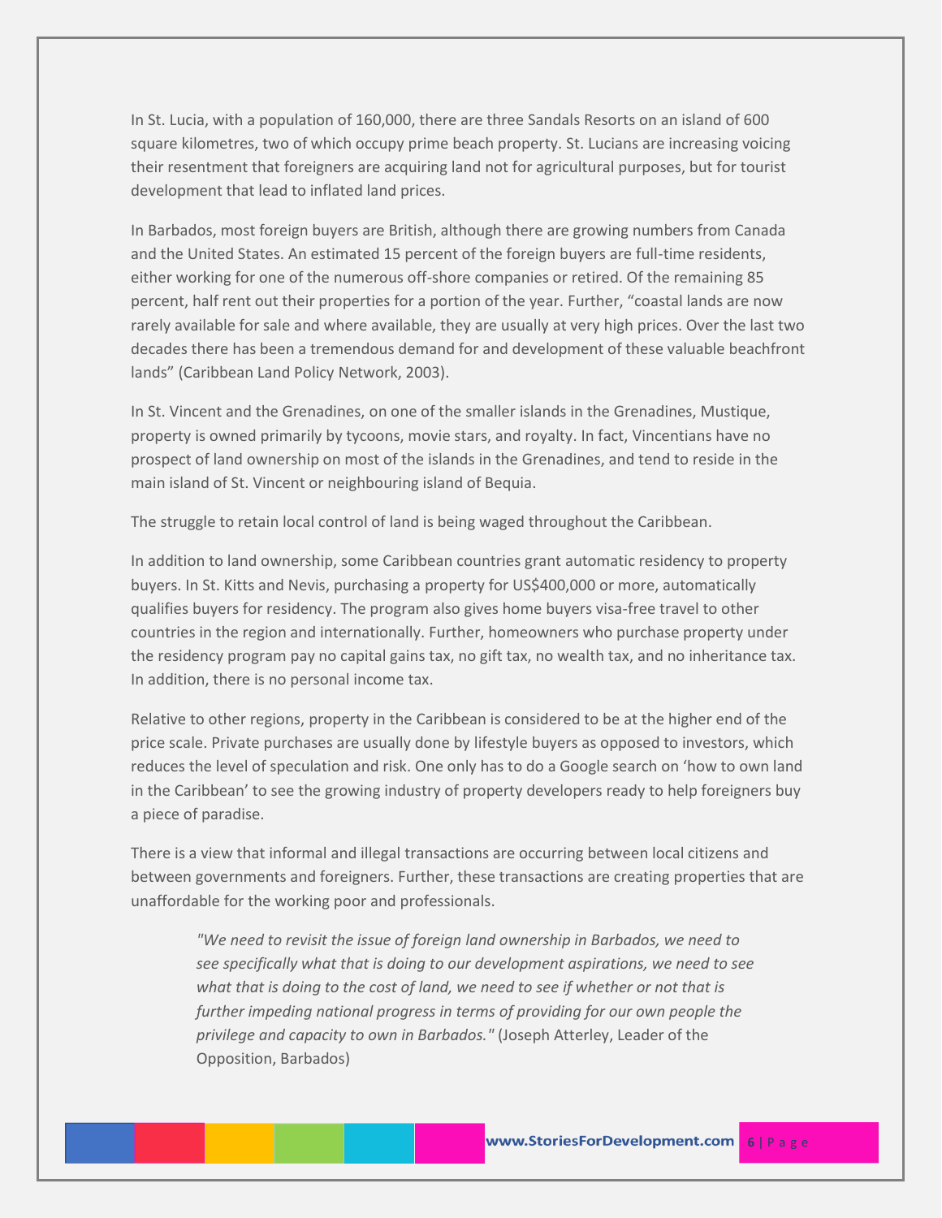In St. Lucia, with a population of 160,000, there are three Sandals Resorts on an island of 600 square kilometres, two of which occupy prime beach property. St. Lucians are increasing voicing their resentment that foreigners are acquiring land not for agricultural purposes, but for tourist development that lead to inflated land prices.

In Barbados, most foreign buyers are British, although there are growing numbers from Canada and the United States. An estimated 15 percent of the foreign buyers are full-time residents, either working for one of the numerous off-shore companies or retired. Of the remaining 85 percent, half rent out their properties for a portion of the year. Further, "coastal lands are now rarely available for sale and where available, they are usually at very high prices. Over the last two decades there has been a tremendous demand for and development of these valuable beachfront lands" (Caribbean Land Policy Network, 2003).

In St. Vincent and the Grenadines, on one of the smaller islands in the Grenadines, Mustique, property is owned primarily by tycoons, movie stars, and royalty. In fact, Vincentians have no prospect of land ownership on most of the islands in the Grenadines, and tend to reside in the main island of St. Vincent or neighbouring island of Bequia.

The struggle to retain local control of land is being waged throughout the Caribbean.

In addition to land ownership, some Caribbean countries grant automatic residency to property buyers. In St. Kitts and Nevis, purchasing a property for US$400,000 or more, automatically qualifies buyers for residency. The program also gives home buyers visa-free travel to other countries in the region and internationally. Further, homeowners who purchase property under the residency program pay no capital gains tax, no gift tax, no wealth tax, and no inheritance tax. In addition, there is no personal income tax.

Relative to other regions, property in the Caribbean is considered to be at the higher end of the price scale. Private purchases are usually done by lifestyle buyers as opposed to investors, which reduces the level of speculation and risk. One only has to do a Google search on 'how to own land in the Caribbean' to see the growing industry of property developers ready to help foreigners buy a piece of paradise.

There is a view that informal and illegal transactions are occurring between local citizens and between governments and foreigners. Further, these transactions are creating properties that are unaffordable for the working poor and professionals.

> *"We need to revisit the issue of foreign land ownership in Barbados, we need to see specifically what that is doing to our development aspirations, we need to see what that is doing to the cost of land, we need to see if whether or not that is further impeding national progress in terms of providing for our own people the privilege and capacity to own in Barbados."* (Joseph Atterley, Leader of the Opposition, Barbados)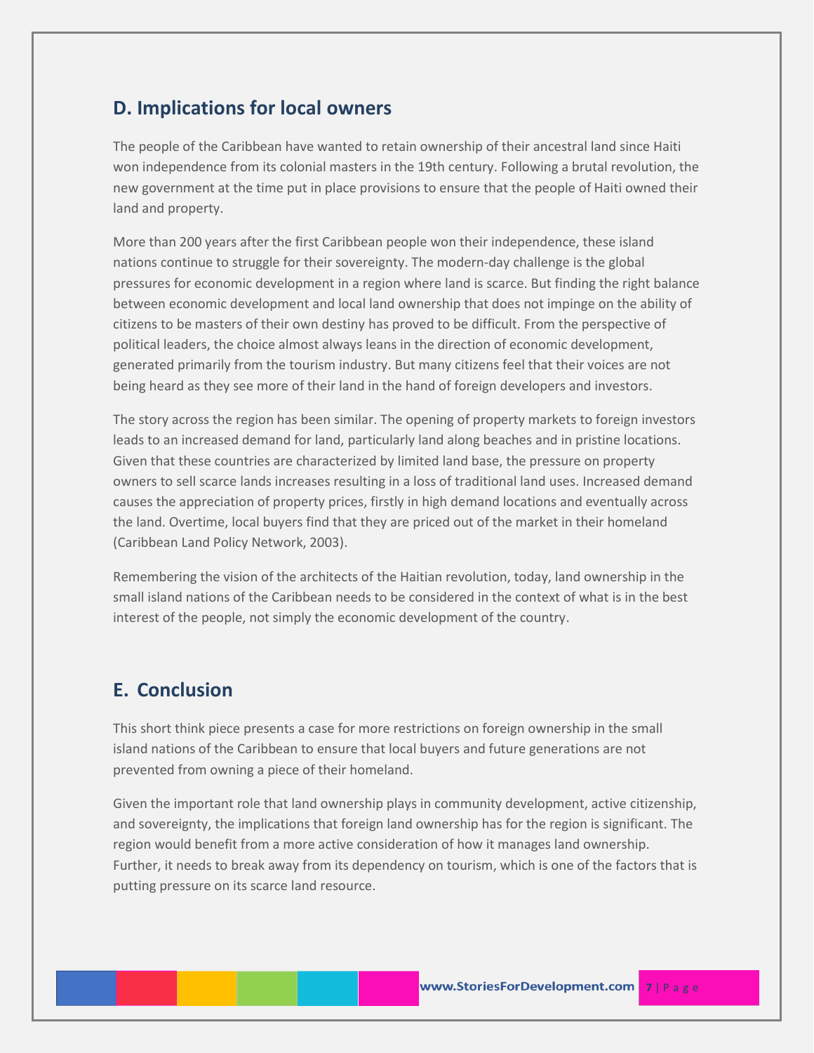## D. Implications for local owners

The people of the Caribbean have wanted to retain ownership of their ancestral land since Haiti won independence from its colonial masters in the 19th century. Following a brutal revolution, the new government at the time put in place provisions to ensure that the people of Haiti owned their land and property.

More than 200 years after the first Caribbean people won their independence, these island nations continue to struggle for their sovereignty. The modern-day challenge is the global pressures for economic development in a region where land is scarce. But finding the right balance between economic development and local land ownership that does not impinge on the ability of citizens to be masters of their own destiny has proved to be difficult. From the perspective of political leaders, the choice almost always leans in the direction of economic development, generated primarily from the tourism industry. But many citizens feel that their voices are not being heard as they see more of their land in the hand of foreign developers and investors.

The story across the region has been similar. The opening of property markets to foreign investors leads to an increased demand for land, particularly land along beaches and in pristine locations. Given that these countries are characterized by limited land base, the pressure on property owners to sell scarce lands increases resulting in a loss of traditional land uses. Increased demand causes the appreciation of property prices, firstly in high demand locations and eventually across the land. Overtime, local buyers find that they are priced out of the market in their homeland (Caribbean Land Policy Network, 2003).

Remembering the vision of the architects of the Haitian revolution, today, land ownership in the small island nations of the Caribbean needs to be considered in the context of what is in the best interest of the people, not simply the economic development of the country.

## E. Conclusion

This short think piece presents a case for more restrictions on foreign ownership in the small island nations of the Caribbean to ensure that local buyers and future generations are not prevented from owning a piece of their homeland.

Given the important role that land ownership plays in community development, active citizenship, and sovereignty, the implications that foreign land ownership has for the region is significant. The region would benefit from a more active consideration of how it manages land ownership. Further, it needs to break away from its dependency on tourism, which is one of the factors that is putting pressure on its scarce land resource.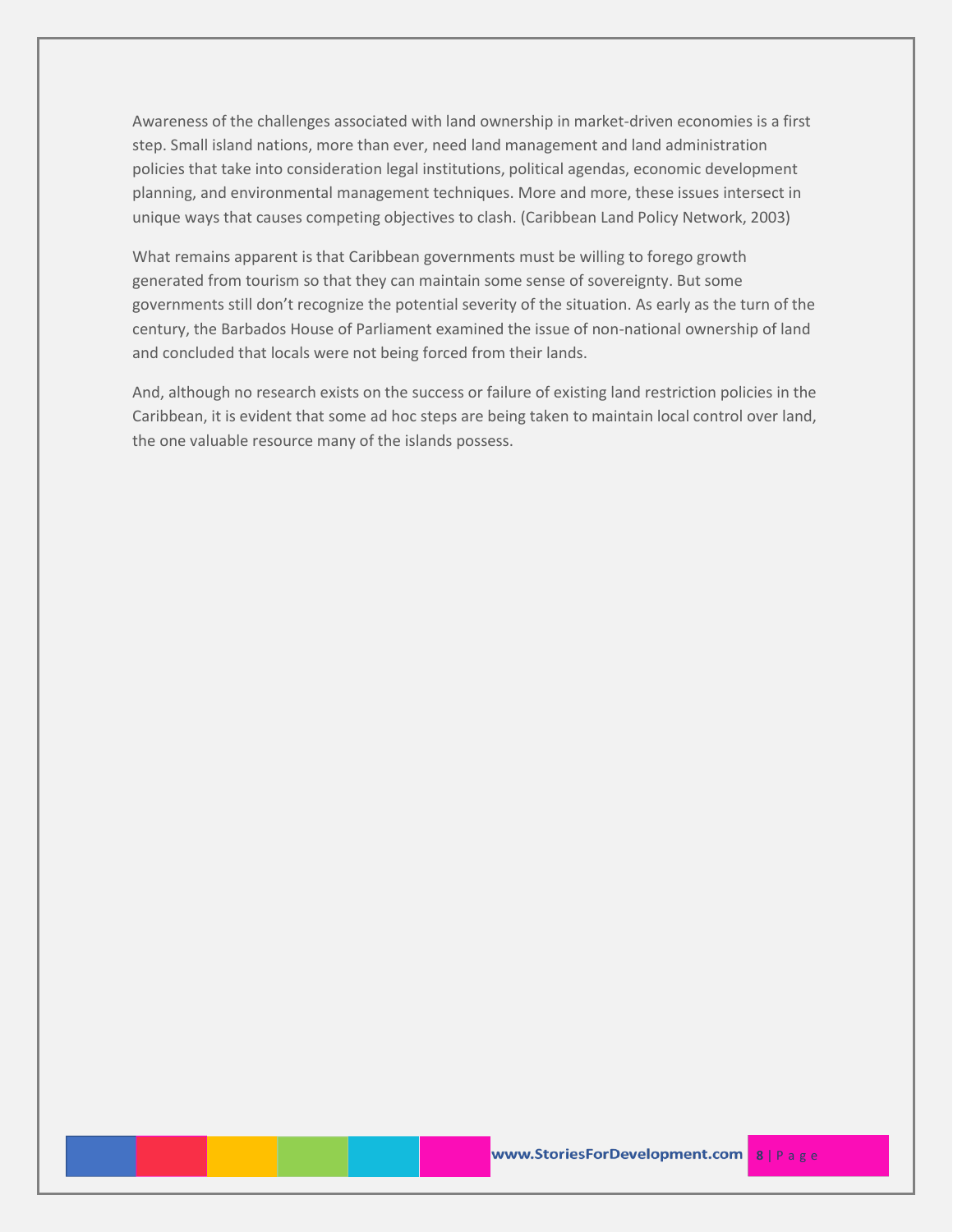Awareness of the challenges associated with land ownership in market-driven economies is a first step. Small island nations, more than ever, need land management and land administration policies that take into consideration legal institutions, political agendas, economic development planning, and environmental management techniques. More and more, these issues intersect in unique ways that causes competing objectives to clash. (Caribbean Land Policy Network, 2003)

What remains apparent is that Caribbean governments must be willing to forego growth generated from tourism so that they can maintain some sense of sovereignty. But some governments still don't recognize the potential severity of the situation. As early as the turn of the century, the Barbados House of Parliament examined the issue of non-national ownership of land and concluded that locals were not being forced from their lands.

And, although no research exists on the success or failure of existing land restriction policies in the Caribbean, it is evident that some ad hoc steps are being taken to maintain local control over land, the one valuable resource many of the islands possess.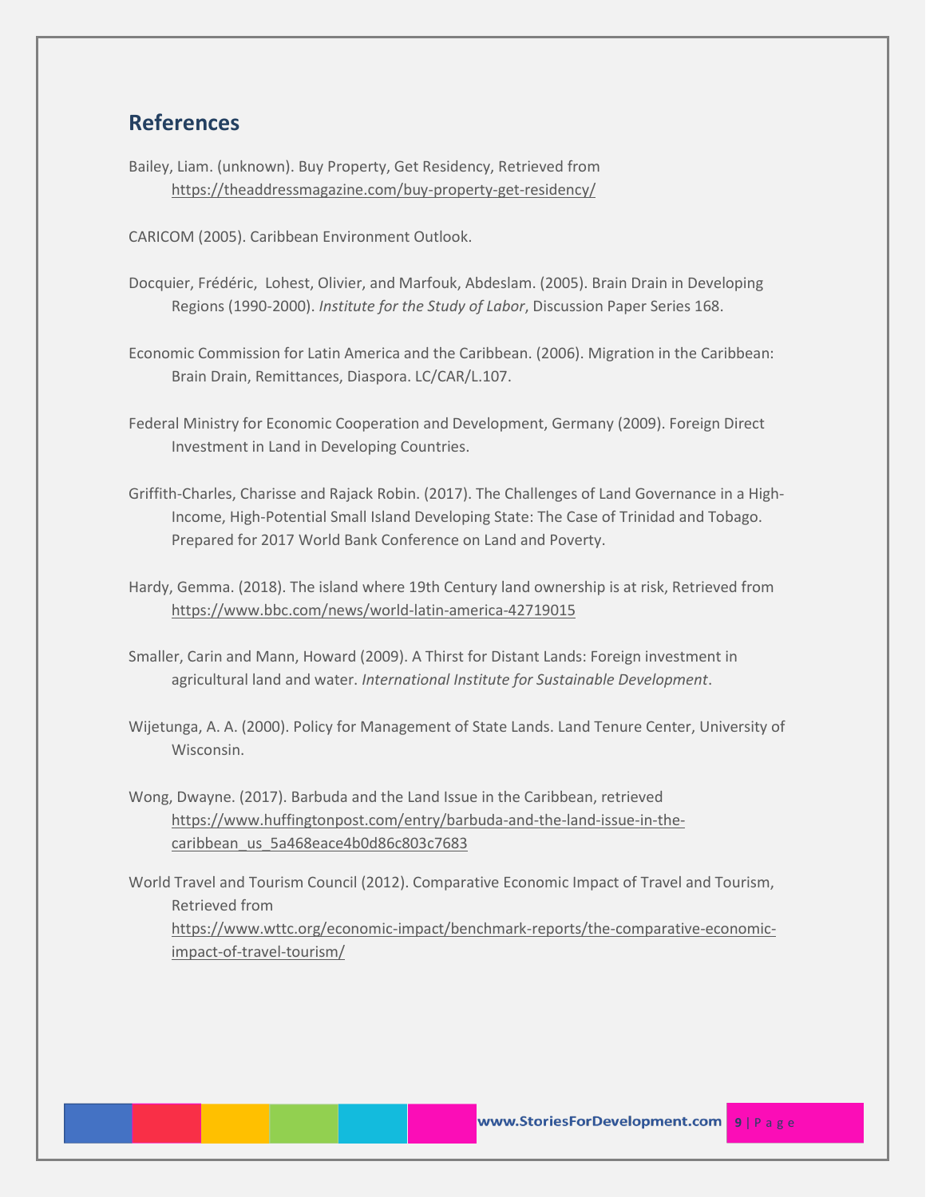## References

Bailey, Liam. (unknown). Buy Property, Get Residency, Retrieved from https://theaddressmagazine.com/buy-property-get-residency/

CARICOM (2005). Caribbean Environment Outlook.

Docquier, Frédéric, Lohest, Olivier, and Marfouk, Abdeslam. (2005). Brain Drain in Developing Regions (1990-2000). *Institute for the Study of Labor*, Discussion Paper Series 168.

Economic Commission for Latin America and the Caribbean. (2006). Migration in the Caribbean: Brain Drain, Remittances, Diaspora. LC/CAR/L.107.

Federal Ministry for Economic Cooperation and Development, Germany (2009). Foreign Direct Investment in Land in Developing Countries.

Griffith-Charles, Charisse and Rajack Robin. (2017). The Challenges of Land Governance in a High-Income, High-Potential Small Island Developing State: The Case of Trinidad and Tobago. Prepared for 2017 World Bank Conference on Land and Poverty.

Hardy, Gemma. (2018). The island where 19th Century land ownership is at risk, Retrieved from https://www.bbc.com/news/world-latin-america-42719015

Smaller, Carin and Mann, Howard (2009). A Thirst for Distant Lands: Foreign investment in agricultural land and water. *International Institute for Sustainable Development*.

Wijetunga, A. A. (2000). Policy for Management of State Lands. Land Tenure Center, University of Wisconsin.

Wong, Dwayne. (2017). Barbuda and the Land Issue in the Caribbean, retrieved https://www.huffingtonpost.com/entry/barbuda-and-the-land-issue-in-the-caribbean_us_5a468eace4b0d86c803c7683

World Travel and Tourism Council (2012). Comparative Economic Impact of Travel and Tourism, Retrieved from https://www.wttc.org/economic-impact/benchmark-reports/the-comparative-economic-impact-of-travel-tourism/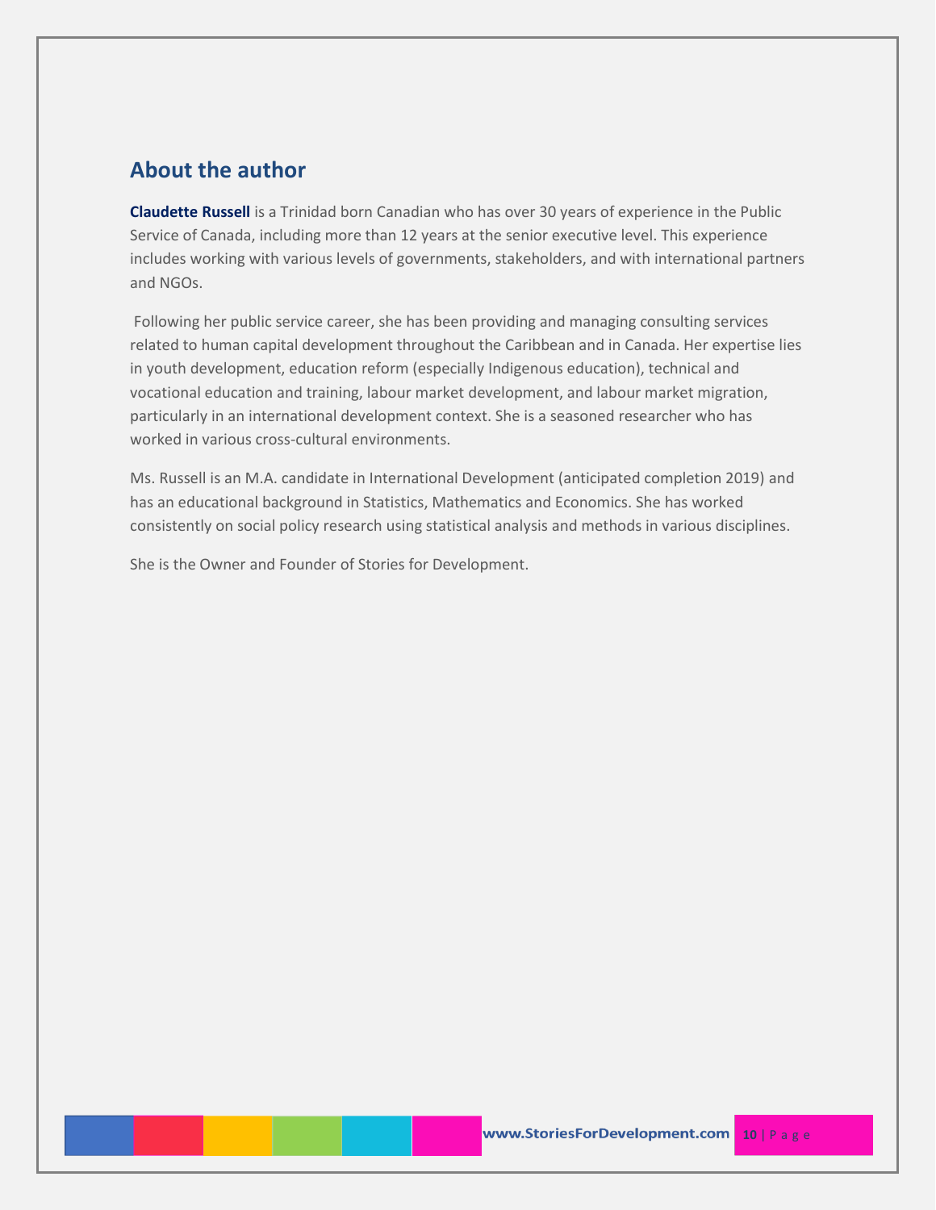## About the author

**Claudette Russell** is a Trinidad born Canadian who has over 30 years of experience in the Public Service of Canada, including more than 12 years at the senior executive level. This experience includes working with various levels of governments, stakeholders, and with international partners and NGOs.

Following her public service career, she has been providing and managing consulting services related to human capital development throughout the Caribbean and in Canada. Her expertise lies in youth development, education reform (especially Indigenous education), technical and vocational education and training, labour market development, and labour market migration, particularly in an international development context. She is a seasoned researcher who has worked in various cross-cultural environments.

Ms. Russell is an M.A. candidate in International Development (anticipated completion 2019) and has an educational background in Statistics, Mathematics and Economics. She has worked consistently on social policy research using statistical analysis and methods in various disciplines.

She is the Owner and Founder of Stories for Development.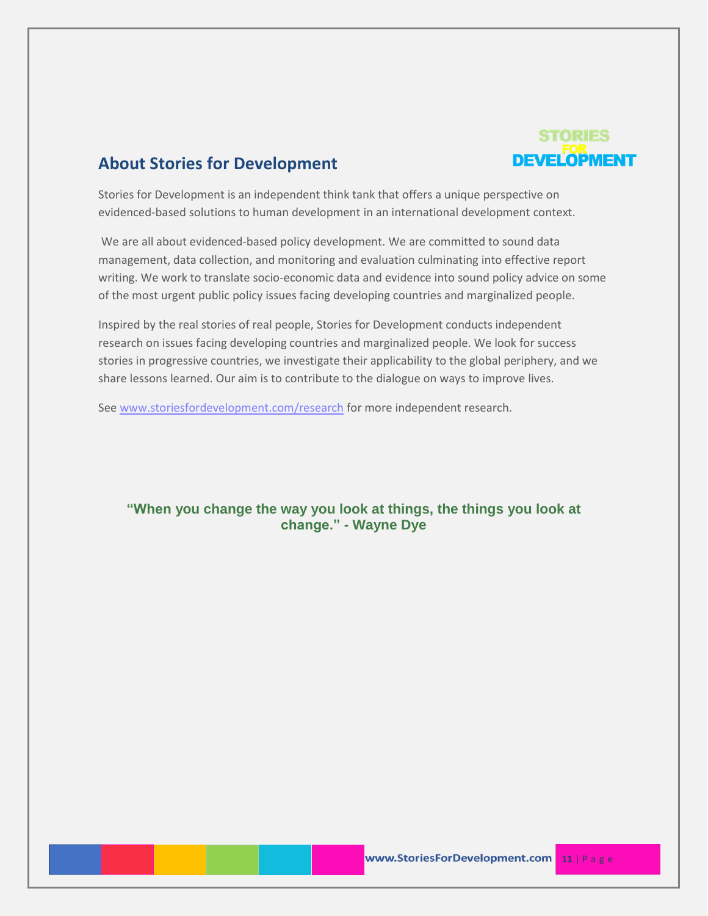## About Stories for Development

Stories for Development is an independent think tank that offers a unique perspective on evidenced-based solutions to human development in an international development context.

We are all about evidenced-based policy development. We are committed to sound data management, data collection, and monitoring and evaluation culminating into effective report writing. We work to translate socio-economic data and evidence into sound policy advice on some of the most urgent public policy issues facing developing countries and marginalized people.

Inspired by the real stories of real people, Stories for Development conducts independent research on issues facing developing countries and marginalized people. We look for success stories in progressive countries, we investigate their applicability to the global periphery, and we share lessons learned. Our aim is to contribute to the dialogue on ways to improve lives.

See [www.storiesfordevelopment.com/research](www.storiesfordevelopment.com/research) for more independent research.

**"When you change the way you look at things, the things you look at change." - Wayne Dye**